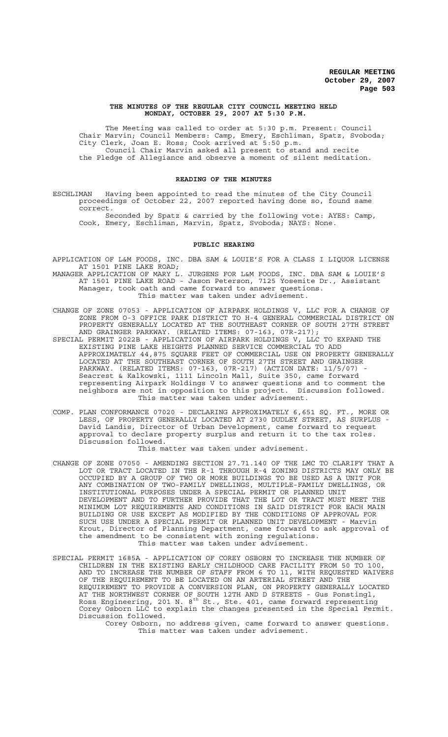**THE MINUTES OF THE REGULAR CITY COUNCIL MEETING HELD MONDAY, OCTOBER 29, 2007 AT 5:30 P.M.**

The Meeting was called to order at 5:30 p.m. Present: Council Chair Marvin; Council Members: Camp, Emery, Eschliman, Spatz, Svoboda; City Clerk, Joan E. Ross; Cook arrived at 5:50 p.m.

Council Chair Marvin asked all present to stand and recite the Pledge of Allegiance and observe a moment of silent meditation.

**READING OF THE MINUTES**

ESCHLIMAN Having been appointed to read the minutes of the City Council proceedings of October 22, 2007 reported having done so, found same correct.

Seconded by Spatz & carried by the following vote: AYES: Camp, Cook, Emery, Eschliman, Marvin, Spatz, Svoboda; NAYS: None.

**PUBLIC HEARING**

APPLICATION OF L&M FOODS, INC. DBA SAM & LOUIE'S FOR A CLASS I LIQUOR LICENSE AT 1501 PINE LAKE ROAD;

MANAGER APPLICATION OF MARY L. JURGENS FOR L&M FOODS, INC. DBA SAM & LOUIE'S AT 1501 PINE LAKE ROAD - Jason Peterson, 7125 Yosemite Dr., Assistant Manager, took oath and came forward to answer questions.

This matter was taken under advisement.

CHANGE OF ZONE 07053 - APPLICATION OF AIRPARK HOLDINGS V, LLC FOR A CHANGE OF ZONE FROM O-3 OFFICE PARK DISTRICT TO H-4 GENERAL COMMERCIAL DISTRICT ON PROPERTY GENERALLY LOCATED AT THE SOUTHEAST CORNER OF SOUTH 27TH STREET AND GRAINGER PARKWAY. (RELATED ITEMS: 07-163, 07R-217);

SPECIAL PERMIT 2022B - APPLICATION OF AIRPARK HOLDINGS V, LLC TO EXPAND THE EXISTING PINE LAKE HEIGHTS PLANNED SERVICE COMMERCIAL TO ADD APPROXIMATELY 44,875 SQUARE FEET OF COMMERCIAL USE ON PROPERTY GENERALLY LOCATED AT THE SOUTHEAST CORNER OF SOUTH 27TH STREET AND GRAINGER PARKWAY. (RELATED ITEMS: 07-163, 07R-217) (ACTION DATE: 11/5/07) - Seacrest & Kalkowski, 1111 Lincoln Mall, Suite 350, came forward representing Airpark Holdings V to answer questions and to comment the neighbors are not in opposition to this project. Discussion followed.

This matter was taken under advisement.

COMP. PLAN CONFORMANCE 07020 - DECLARING APPROXIMATELY 6,651 SQ. FT., MORE OR LESS, OF PROPERTY GENERALLY LOCATED AT 2730 DUDLEY STREET, AS SURPLUS - David Landis, Director of Urban Development, came forward to request approval to declare property surplus and return it to the tax roles. Discussion followed.

This matter was taken under advisement.

CHANGE OF ZONE 07050 - AMENDING SECTION 27.71.140 OF THE LMC TO CLARIFY THAT A LOT OR TRACT LOCATED IN THE R-1 THROUGH R-4 ZONING DISTRICTS MAY ONLY BE OCCUPIED BY A GROUP OF TWO OR MORE BUILDINGS TO BE USED AS A UNIT FOR ANY COMBINATION OF TWO-FAMILY DWELLINGS, MULTIPLE-FAMILY DWELLINGS, OR INSTITUTIONAL PURPOSES UNDER A SPECIAL PERMIT OR PLANNED UNIT DEVELOPMENT AND TO FURTHER PROVIDE THAT THE LOT OR TRACT MUST MEET THE MINIMUM LOT REQUIREMENTS AND CONDITIONS IN SAID DISTRICT FOR EACH MAIN BUILDING OR USE EXCEPT AS MODIFIED BY THE CONDITIONS OF APPROVAL FOR SUCH USE UNDER A SPECIAL PERMIT OR PLANNED UNIT DEVELOPMENT - Marvin Krout, Director of Planning Department, came forward to ask approval of the amendment to be consistent with zoning regulations.

This matter was taken under advisement.

SPECIAL PERMIT 1685A - APPLICATION OF COREY OSBORN TO INCREASE THE NUMBER OF CHILDREN IN THE EXISTING EARLY CHILDHOOD CARE FACILITY FROM 50 TO 100, AND TO INCREASE THE NUMBER OF STAFF FROM 6 TO 11, WITH REQUESTED WAIVERS OF THE REQUIREMENT TO BE LOCATED ON AN ARTERIAL STREET AND THE REQUIREMENT TO PROVIDE A CONVERSION PLAN, ON PROPERTY GENERALLY LOCATED AT THE NORTHWEST CORNER OF SOUTH 12TH AND D STREETS - Gus Ponstingl, Ross Engineering, 201 N. 8th St., Ste. 401, came forward representing Corey Osborn LLC to explain the changes presented in the Special Permit. Discussion followed.

Corey Osborn, no address given, came forward to answer questions.

This matter was taken under advisement.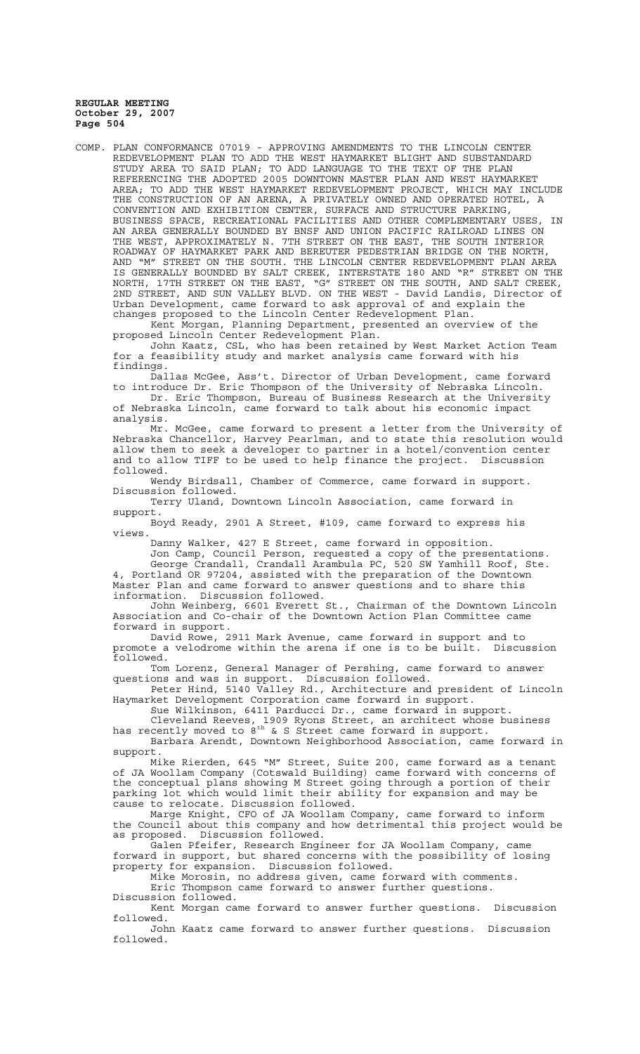COMP. PLAN CONFORMANCE 07019 - APPROVING AMENDMENTS TO THE LINCOLN CENTER REDEVELOPMENT PLAN TO ADD THE WEST HAYMARKET BLIGHT AND SUBSTANDARD STUDY AREA TO SAID PLAN; TO ADD LANGUAGE TO THE TEXT OF THE PLAN REFERENCING THE ADOPTED 2005 DOWNTOWN MASTER PLAN AND WEST HAYMARKET AREA; TO ADD THE WEST HAYMARKET REDEVELOPMENT PROJECT, WHICH MAY INCLUDE THE CONSTRUCTION OF AN ARENA, A PRIVATELY OWNED AND OPERATED HOTEL, A CONVENTION AND EXHIBITION CENTER, SURFACE AND STRUCTURE PARKING, BUSINESS SPACE, RECREATIONAL FACILITIES AND OTHER COMPLEMENTARY USES, IN AN AREA GENERALLY BOUNDED BY BNSF AND UNION PACIFIC RAILROAD LINES ON THE WEST, APPROXIMATELY N. 7TH STREET ON THE EAST, THE SOUTH INTERIOR ROADWAY OF HAYMARKET PARK AND BEREUTER PEDESTRIAN BRIDGE ON THE NORTH, AND "M" STREET ON THE SOUTH. THE LINCOLN CENTER REDEVELOPMENT PLAN AREA IS GENERALLY BOUNDED BY SALT CREEK, INTERSTATE 180 AND "R" STREET ON THE NORTH, 17TH STREET ON THE EAST, "G" STREET ON THE SOUTH, AND SALT CREEK, 2ND STREET, AND SUN VALLEY BLVD. ON THE WEST - David Landis, Director of Urban Development, came forward to ask approval of and explain the changes proposed to the Lincoln Center Redevelopment Plan.

Kent Morgan, Planning Department, presented an overview of the proposed Lincoln Center Redevelopment Plan.

John Kaatz, CSL, who has been retained by West Market Action Team for a feasibility study and market analysis came forward with his findings.

Dallas McGee, Ass't. Director of Urban Development, came forward to introduce Dr. Eric Thompson of the University of Nebraska Lincoln.

Dr. Eric Thompson, Bureau of Business Research at the University of Nebraska Lincoln, came forward to talk about his economic impact analysis.

Mr. McGee, came forward to present a letter from the University of Nebraska Chancellor, Harvey Pearlman, and to state this resolution would allow them to seek a developer to partner in a hotel/convention center and to allow TIFF to be used to help finance the project. Discussion followed.

Wendy Birdsall, Chamber of Commerce, came forward in support. Discussion followed.

Terry Uland, Downtown Lincoln Association, came forward in support.

Boyd Ready, 2901 A Street, #109, came forward to express his views.

Danny Walker, 427 E Street, came forward in opposition.

Jon Camp, Council Person, requested a copy of the presentations.

George Crandall, Crandall Arambula PC, 520 SW Yamhill Roof, Ste. 4, Portland OR 97204, assisted with the preparation of the Downtown Master Plan and came forward to answer questions and to share this information. Discussion followed.

John Weinberg, 6601 Everett St., Chairman of the Downtown Lincoln Association and Co-chair of the Downtown Action Plan Committee came forward in support.

David Rowe, 2911 Mark Avenue, came forward in support and to promote a velodrome within the arena if one is to be built. Discussion followed.

Tom Lorenz, General Manager of Pershing, came forward to answer questions and was in support. Discussion followed.

Peter Hind, 5140 Valley Rd., Architecture and president of Lincoln Haymarket Development Corporation came forward in support.

Sue Wilkinson, 6411 Parducci Dr., came forward in support.

Cleveland Reeves, 1909 Ryons Street, an architect whose business has recently moved to 8th & S Street came forward in support.

Barbara Arendt, Downtown Neighborhood Association, came forward in support.

Mike Rierden, 645 "M" Street, Suite 200, came forward as a tenant of JA Woollam Company (Cotswald Building) came forward with concerns of the conceptual plans showing M Street going through a portion of their parking lot which would limit their ability for expansion and may be cause to relocate. Discussion followed.

Marge Knight, CFO of JA Woollam Company, came forward to inform the Council about this company and how detrimental this project would be as proposed. Discussion followed.

Galen Pfeifer, Research Engineer for JA Woollam Company, came forward in support, but shared concerns with the possibility of losing property for expansion. Discussion followed.

Mike Morosin, no address given, came forward with comments.

Eric Thompson came forward to answer further questions. Discussion followed.

Kent Morgan came forward to answer further questions. Discussion followed.

John Kaatz came forward to answer further questions. Discussion followed.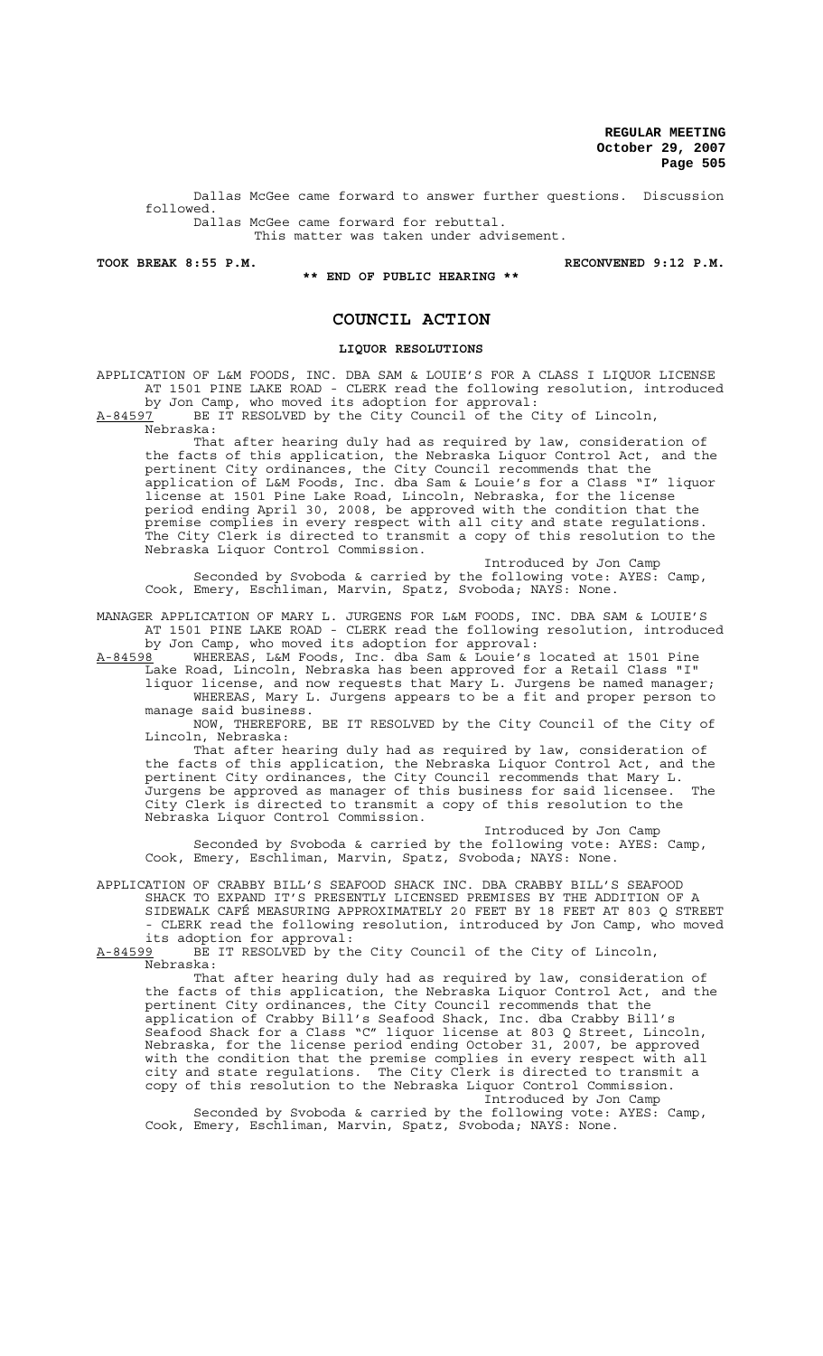Dallas McGee came forward to answer further questions. Discussion followed.

Dallas McGee came forward for rebuttal.

This matter was taken under advisement.

**TOOK BREAK 8:55 P.M. RECONVENED 9:12 P.M.**

**\*\* END OF PUBLIC HEARING \*\***

# COUNCIL ACTION

## LIQUOR RESOLUTIONS

APPLICATION OF L&M FOODS, INC. DBA SAM & LOUIE'S FOR A CLASS I LIQUOR LICENSE AT 1501 PINE LAKE ROAD - CLERK read the following resolution, introduced by Jon Camp, who moved its adoption for approval:

A-84597 BE IT RESOLVED by the City Council of the City of Lincoln, Nebraska:

That after hearing duly had as required by law, consideration of the facts of this application, the Nebraska Liquor Control Act, and the pertinent City ordinances, the City Council recommends that the application of L&M Foods, Inc. dba Sam & Louie's for a Class "I" liquor license at 1501 Pine Lake Road, Lincoln, Nebraska, for the license period ending April 30, 2008, be approved with the condition that the premise complies in every respect with all city and state regulations. The City Clerk is directed to transmit a copy of this resolution to the Nebraska Liquor Control Commission.

Introduced by Jon Camp

Seconded by Svoboda & carried by the following vote: AYES: Camp, Cook, Emery, Eschliman, Marvin, Spatz, Svoboda; NAYS: None.

MANAGER APPLICATION OF MARY L. JURGENS FOR L&M FOODS, INC. DBA SAM & LOUIE'S AT 1501 PINE LAKE ROAD - CLERK read the following resolution, introduced by Jon Camp, who moved its adoption for approval:

A-84598 WHEREAS, L&M Foods, Inc. dba Sam & Louie's located at 1501 Pine Lake Road, Lincoln, Nebraska has been approved for a Retail Class "I" liquor license, and now requests that Mary L. Jurgens be named manager;

WHEREAS, Mary L. Jurgens appears to be a fit and proper person to manage said business.

NOW, THEREFORE, BE IT RESOLVED by the City Council of the City of Lincoln, Nebraska:

That after hearing duly had as required by law, consideration of the facts of this application, the Nebraska Liquor Control Act, and the pertinent City ordinances, the City Council recommends that Mary L. Jurgens be approved as manager of this business for said licensee. The City Clerk is directed to transmit a copy of this resolution to the Nebraska Liquor Control Commission.

Introduced by Jon Camp

Seconded by Svoboda & carried by the following vote: AYES: Camp, Cook, Emery, Eschliman, Marvin, Spatz, Svoboda; NAYS: None.

APPLICATION OF CRABBY BILL'S SEAFOOD SHACK INC. DBA CRABBY BILL'S SEAFOOD SHACK TO EXPAND IT'S PRESENTLY LICENSED PREMISES BY THE ADDITION OF A SIDEWALK CAFÉ MEASURING APPROXIMATELY 20 FEET BY 18 FEET AT 803 Q STREET - CLERK read the following resolution, introduced by Jon Camp, who moved its adoption for approval:

A-84599 BE IT RESOLVED by the City Council of the City of Lincoln, Nebraska:

That after hearing duly had as required by law, consideration of the facts of this application, the Nebraska Liquor Control Act, and the pertinent City ordinances, the City Council recommends that the application of Crabby Bill's Seafood Shack, Inc. dba Crabby Bill's Seafood Shack for a Class "C" liquor license at 803 Q Street, Lincoln, Nebraska, for the license period ending October 31, 2007, be approved with the condition that the premise complies in every respect with all city and state regulations. The City Clerk is directed to transmit a copy of this resolution to the Nebraska Liquor Control Commission.

Introduced by Jon Camp

Seconded by Svoboda & carried by the following vote: AYES: Camp, Cook, Emery, Eschliman, Marvin, Spatz, Svoboda; NAYS: None.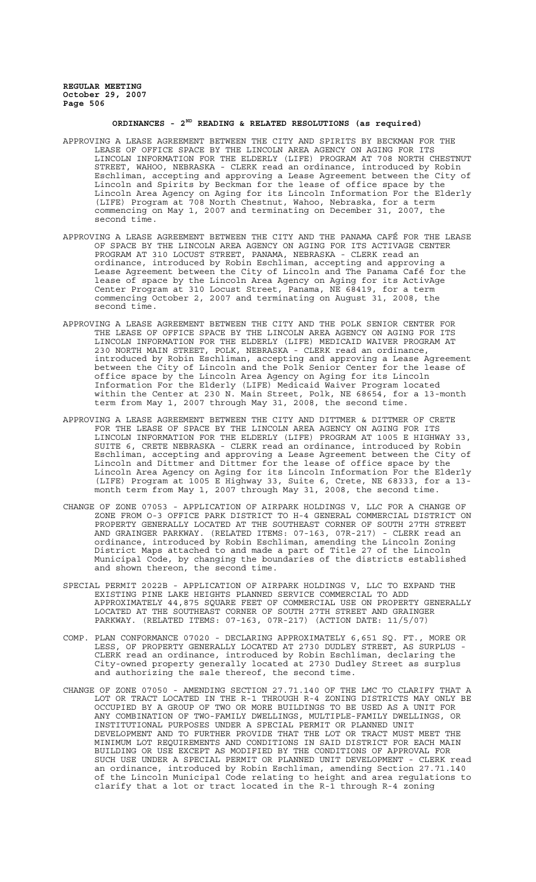## ORDINANCES - 2ND READING & RELATED RESOLUTIONS (as required)

APPROVING A LEASE AGREEMENT BETWEEN THE CITY AND SPIRITS BY BECKMAN FOR THE LEASE OF OFFICE SPACE BY THE LINCOLN AREA AGENCY ON AGING FOR ITS LINCOLN INFORMATION FOR THE ELDERLY (LIFE) PROGRAM AT 708 NORTH CHESTNUT STREET, WAHOO, NEBRASKA - CLERK read an ordinance, introduced by Robin Eschliman, accepting and approving a Lease Agreement between the City of Lincoln and Spirits by Beckman for the lease of office space by the Lincoln Area Agency on Aging for its Lincoln Information For the Elderly (LIFE) Program at 708 North Chestnut, Wahoo, Nebraska, for a term commencing on May 1, 2007 and terminating on December 31, 2007, the second time.

APPROVING A LEASE AGREEMENT BETWEEN THE CITY AND THE PANAMA CAFÉ FOR THE LEASE OF SPACE BY THE LINCOLN AREA AGENCY ON AGING FOR ITS ACTIVAGE CENTER PROGRAM AT 310 LOCUST STREET, PANAMA, NEBRASKA - CLERK read an ordinance, introduced by Robin Eschliman, accepting and approving a Lease Agreement between the City of Lincoln and The Panama Café for the lease of space by the Lincoln Area Agency on Aging for its ActivAge Center Program at 310 Locust Street, Panama, NE 68419, for a term commencing October 2, 2007 and terminating on August 31, 2008, the second time.

APPROVING A LEASE AGREEMENT BETWEEN THE CITY AND THE POLK SENIOR CENTER FOR THE LEASE OF OFFICE SPACE BY THE LINCOLN AREA AGENCY ON AGING FOR ITS LINCOLN INFORMATION FOR THE ELDERLY (LIFE) MEDICAID WAIVER PROGRAM AT 230 NORTH MAIN STREET, POLK, NEBRASKA - CLERK read an ordinance, introduced by Robin Eschliman, accepting and approving a Lease Agreement between the City of Lincoln and the Polk Senior Center for the lease of office space by the Lincoln Area Agency on Aging for its Lincoln Information For the Elderly (LIFE) Medicaid Waiver Program located within the Center at 230 N. Main Street, Polk, NE 68654, for a 13-month term from May 1, 2007 through May 31, 2008, the second time.

APPROVING A LEASE AGREEMENT BETWEEN THE CITY AND DITTMER & DITTMER OF CRETE FOR THE LEASE OF SPACE BY THE LINCOLN AREA AGENCY ON AGING FOR ITS LINCOLN INFORMATION FOR THE ELDERLY (LIFE) PROGRAM AT 1005 E HIGHWAY 33, SUITE 6, CRETE NEBRASKA - CLERK read an ordinance, introduced by Robin Eschliman, accepting and approving a Lease Agreement between the City of Lincoln and Dittmer and Dittmer for the lease of office space by the Lincoln Area Agency on Aging for its Lincoln Information For the Elderly (LIFE) Program at 1005 E Highway 33, Suite 6, Crete, NE 68333, for a 13-month term from May 1, 2007 through May 31, 2008, the second time.

CHANGE OF ZONE 07053 - APPLICATION OF AIRPARK HOLDINGS V, LLC FOR A CHANGE OF ZONE FROM O-3 OFFICE PARK DISTRICT TO H-4 GENERAL COMMERCIAL DISTRICT ON PROPERTY GENERALLY LOCATED AT THE SOUTHEAST CORNER OF SOUTH 27TH STREET AND GRAINGER PARKWAY. (RELATED ITEMS: 07-163, 07R-217) - CLERK read an ordinance, introduced by Robin Eschliman, amending the Lincoln Zoning District Maps attached to and made a part of Title 27 of the Lincoln Municipal Code, by changing the boundaries of the districts established and shown thereon, the second time.

SPECIAL PERMIT 2022B - APPLICATION OF AIRPARK HOLDINGS V, LLC TO EXPAND THE EXISTING PINE LAKE HEIGHTS PLANNED SERVICE COMMERCIAL TO ADD APPROXIMATELY 44,875 SQUARE FEET OF COMMERCIAL USE ON PROPERTY GENERALLY LOCATED AT THE SOUTHEAST CORNER OF SOUTH 27TH STREET AND GRAINGER PARKWAY. (RELATED ITEMS: 07-163, 07R-217) (ACTION DATE: 11/5/07)

COMP. PLAN CONFORMANCE 07020 - DECLARING APPROXIMATELY 6,651 SQ. FT., MORE OR LESS, OF PROPERTY GENERALLY LOCATED AT 2730 DUDLEY STREET, AS SURPLUS - CLERK read an ordinance, introduced by Robin Eschliman, declaring the City-owned property generally located at 2730 Dudley Street as surplus and authorizing the sale thereof, the second time.

CHANGE OF ZONE 07050 - AMENDING SECTION 27.71.140 OF THE LMC TO CLARIFY THAT A LOT OR TRACT LOCATED IN THE R-1 THROUGH R-4 ZONING DISTRICTS MAY ONLY BE OCCUPIED BY A GROUP OF TWO OR MORE BUILDINGS TO BE USED AS A UNIT FOR ANY COMBINATION OF TWO-FAMILY DWELLINGS, MULTIPLE-FAMILY DWELLINGS, OR INSTITUTIONAL PURPOSES UNDER A SPECIAL PERMIT OR PLANNED UNIT DEVELOPMENT AND TO FURTHER PROVIDE THAT THE LOT OR TRACT MUST MEET THE MINIMUM LOT REQUIREMENTS AND CONDITIONS IN SAID DISTRICT FOR EACH MAIN BUILDING OR USE EXCEPT AS MODIFIED BY THE CONDITIONS OF APPROVAL FOR SUCH USE UNDER A SPECIAL PERMIT OR PLANNED UNIT DEVELOPMENT - CLERK read an ordinance, introduced by Robin Eschliman, amending Section 27.71.140 of the Lincoln Municipal Code relating to height and area regulations to clarify that a lot or tract located in the R-1 through R-4 zoning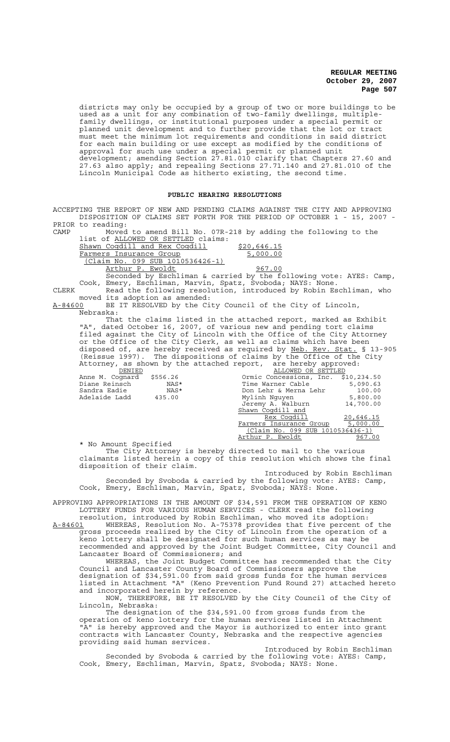districts may only be occupied by a group of two or more buildings to be used as a unit for any combination of two-family dwellings, multiple-family dwellings, or institutional purposes under a special permit or planned unit development and to further provide that the lot or tract must meet the minimum lot requirements and conditions in said district for each main building or use except as modified by the conditions of approval for such use under a special permit or planned unit development; amending Section 27.81.010 clarify that Chapters 27.60 and 27.63 also apply; and repealing Sections 27.71.140 and 27.81.010 of the Lincoln Municipal Code as hitherto existing, the second time.

## PUBLIC HEARING RESOLUTIONS

ACCEPTING THE REPORT OF NEW AND PENDING CLAIMS AGAINST THE CITY AND APPROVING DISPOSITION OF CLAIMS SET FORTH FOR THE PERIOD OF OCTOBER 1 - 15, 2007 - PRIOR to reading:

CAMP Moved to amend Bill No. 07R-218 by adding the following to the list of ALLOWED OR SETTLED claims:

| | |
|---|---|
| Shawn Cogdill and Rex Cogdill | $20,646.15 |
| Farmers Insurance Group | 5,000.00 |
| (Claim No. 099 SUB 1010536426-1) | |
| Arthur P. Ewoldt | 967.00 |

Seconded by Eschliman & carried by the following vote: AYES: Camp, Cook, Emery, Eschliman, Marvin, Spatz, Svoboda; NAYS: None.

CLERK Read the following resolution, introduced by Robin Eschliman, who moved its adoption as amended:

A-84600 BE IT RESOLVED by the City Council of the City of Lincoln, Nebraska:

That the claims listed in the attached report, marked as Exhibit "A", dated October 16, 2007, of various new and pending tort claims filed against the City of Lincoln with the Office of the City Attorney or the Office of the City Clerk, as well as claims which have been disposed of, are hereby received as required by Neb. Rev. Stat. § 13-905 (Reissue 1997). The dispositions of claims by the Office of the City Attorney, as shown by the attached report, are hereby approved:

| DENIED | | ALLOWED OR SETTLED | |
|---|---|---|---|
| Anne M. Cognard | $556.26 | Ormic Concessions, Inc. | $10,234.50 |
| Diane Reinsch | NAS* | Time Warner Cable | 5,090.63 |
| Sandra Eadie | NAS* | Don Lehr & Merna Lehr | 100.00 |
| Adelaide Ladd | 435.00 | Mylinh Nguyen | 5,800.00 |
| | | Jeremy A. Walburn | 14,700.00 |
| | | Shawn Cogdill and Rex Cogdill | 20,646.15 |
| | | Farmers Insurance Group (Claim No. 099 SUB 1010536436-1) | 5,000.00 |
| | | Arthur P. Ewoldt | 967.00 |

\* No Amount Specified

The City Attorney is hereby directed to mail to the various claimants listed herein a copy of this resolution which shows the final disposition of their claim.

Introduced by Robin Eschliman

Seconded by Svoboda & carried by the following vote: AYES: Camp, Cook, Emery, Eschliman, Marvin, Spatz, Svoboda; NAYS: None.

APPROVING APPROPRIATIONS IN THE AMOUNT OF $34,591 FROM THE OPERATION OF KENO LOTTERY FUNDS FOR VARIOUS HUMAN SERVICES - CLERK read the following resolution, introduced by Robin Eschliman, who moved its adoption:

A-84601 WHEREAS, Resolution No. A-75378 provides that five percent of the gross proceeds realized by the City of Lincoln from the operation of a keno lottery shall be designated for such human services as may be recommended and approved by the Joint Budget Committee, City Council and Lancaster Board of Commissioners; and

WHEREAS, the Joint Budget Committee has recommended that the City Council and Lancaster County Board of Commissioners approve the designation of $34,591.00 from said gross funds for the human services listed in Attachment "A" (Keno Prevention Fund Round 27) attached hereto and incorporated herein by reference.

NOW, THEREFORE, BE IT RESOLVED by the City Council of the City of Lincoln, Nebraska:

The designation of the $34,591.00 from gross funds from the operation of keno lottery for the human services listed in Attachment "A" is hereby approved and the Mayor is authorized to enter into grant contracts with Lancaster County, Nebraska and the respective agencies providing said human services.

Introduced by Robin Eschliman

Seconded by Svoboda & carried by the following vote: AYES: Camp, Cook, Emery, Eschliman, Marvin, Spatz, Svoboda; NAYS: None.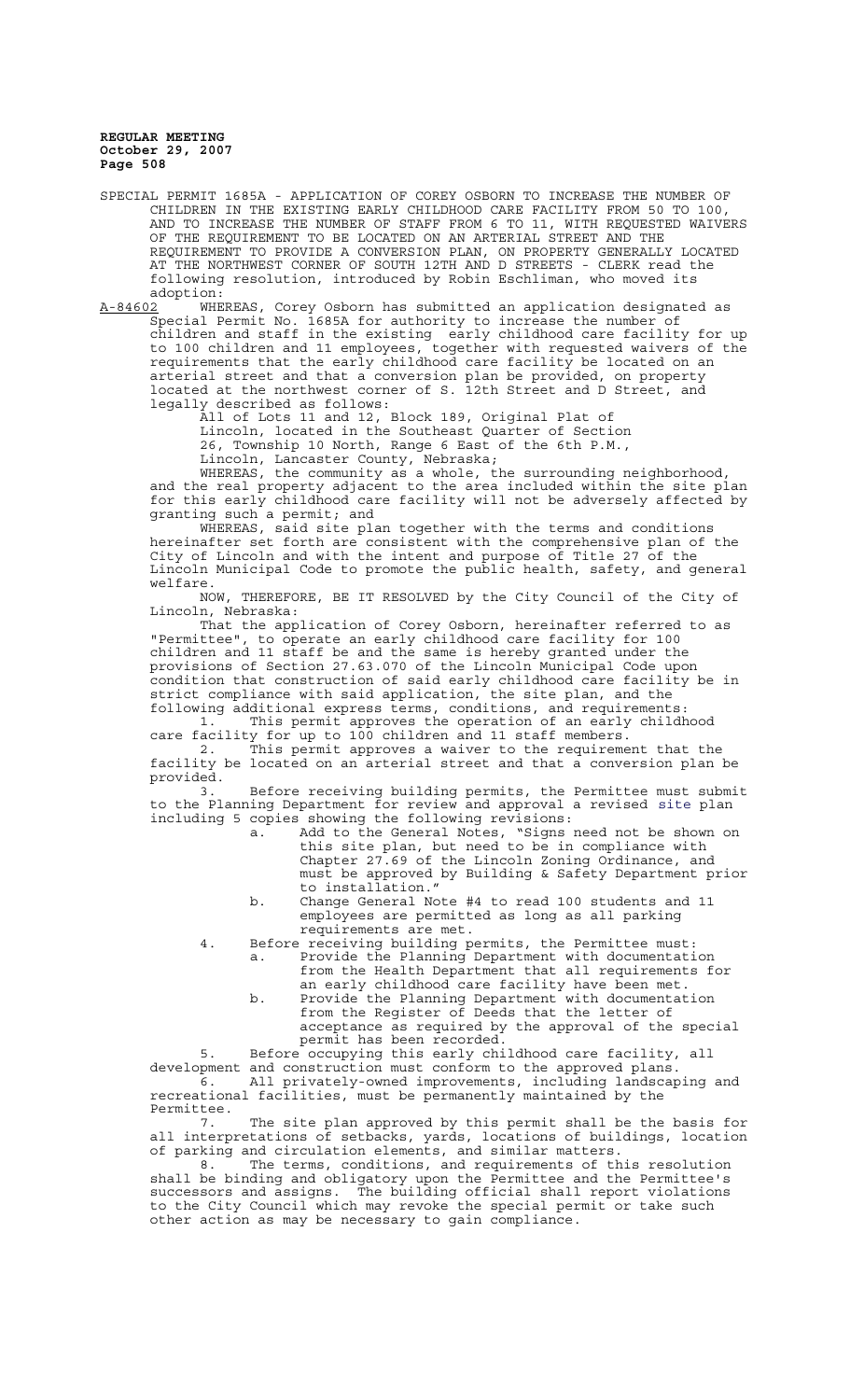SPECIAL PERMIT 1685A - APPLICATION OF COREY OSBORN TO INCREASE THE NUMBER OF CHILDREN IN THE EXISTING EARLY CHILDHOOD CARE FACILITY FROM 50 TO 100, AND TO INCREASE THE NUMBER OF STAFF FROM 6 TO 11, WITH REQUESTED WAIVERS OF THE REQUIREMENT TO BE LOCATED ON AN ARTERIAL STREET AND THE REQUIREMENT TO PROVIDE A CONVERSION PLAN, ON PROPERTY GENERALLY LOCATED AT THE NORTHWEST CORNER OF SOUTH 12TH AND D STREETS - CLERK read the following resolution, introduced by Robin Eschliman, who moved its adoption:

A-84602 WHEREAS, Corey Osborn has submitted an application designated as Special Permit No. 1685A for authority to increase the number of children and staff in the existing early childhood care facility for up to 100 children and 11 employees, together with requested waivers of the requirements that the early childhood care facility be located on an arterial street and that a conversion plan be provided, on property located at the northwest corner of S. 12th Street and D Street, and legally described as follows:

All of Lots 11 and 12, Block 189, Original Plat of Lincoln, located in the Southeast Quarter of Section 26, Township 10 North, Range 6 East of the 6th P.M., Lincoln, Lancaster County, Nebraska;

WHEREAS, the community as a whole, the surrounding neighborhood, and the real property adjacent to the area included within the site plan for this early childhood care facility will not be adversely affected by granting such a permit; and

WHEREAS, said site plan together with the terms and conditions hereinafter set forth are consistent with the comprehensive plan of the City of Lincoln and with the intent and purpose of Title 27 of the Lincoln Municipal Code to promote the public health, safety, and general welfare.

NOW, THEREFORE, BE IT RESOLVED by the City Council of the City of Lincoln, Nebraska:

That the application of Corey Osborn, hereinafter referred to as "Permittee", to operate an early childhood care facility for 100 children and 11 staff be and the same is hereby granted under the provisions of Section 27.63.070 of the Lincoln Municipal Code upon condition that construction of said early childhood care facility be in strict compliance with said application, the site plan, and the following additional express terms, conditions, and requirements:

1. This permit approves the operation of an early childhood care facility for up to 100 children and 11 staff members.
2. This permit approves a waiver to the requirement that the facility be located on an arterial street and that a conversion plan be provided.
3. Before receiving building permits, the Permittee must submit to the Planning Department for review and approval a revised site plan including 5 copies showing the following revisions:
   a. Add to the General Notes, "Signs need not be shown on this site plan, but need to be in compliance with Chapter 27.69 of the Lincoln Zoning Ordinance, and must be approved by Building & Safety Department prior to installation."
   b. Change General Note #4 to read 100 students and 11 employees are permitted as long as all parking requirements are met.
4. Before receiving building permits, the Permittee must:
   a. Provide the Planning Department with documentation from the Health Department that all requirements for an early childhood care facility have been met.
   b. Provide the Planning Department with documentation from the Register of Deeds that the letter of acceptance as required by the approval of the special permit has been recorded.
5. Before occupying this early childhood care facility, all development and construction must conform to the approved plans.
6. All privately-owned improvements, including landscaping and recreational facilities, must be permanently maintained by the Permittee.
7. The site plan approved by this permit shall be the basis for all interpretations of setbacks, yards, locations of buildings, location of parking and circulation elements, and similar matters.
8. The terms, conditions, and requirements of this resolution shall be binding and obligatory upon the Permittee and the Permittee's successors and assigns. The building official shall report violations to the City Council which may revoke the special permit or take such other action as may be necessary to gain compliance.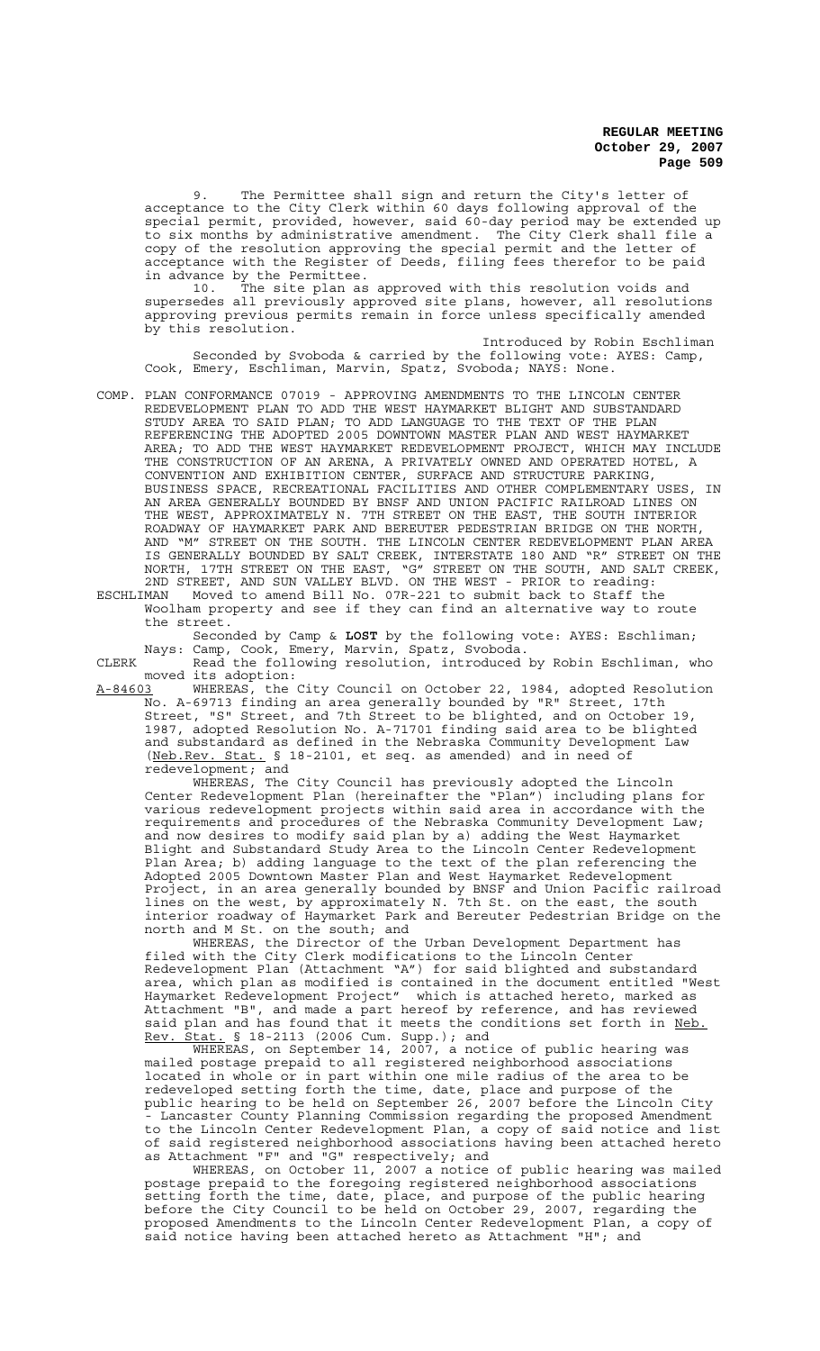9. The Permittee shall sign and return the City's letter of acceptance to the City Clerk within 60 days following approval of the special permit, provided, however, said 60-day period may be extended up to six months by administrative amendment. The City Clerk shall file a copy of the resolution approving the special permit and the letter of acceptance with the Register of Deeds, filing fees therefor to be paid in advance by the Permittee.

10. The site plan as approved with this resolution voids and supersedes all previously approved site plans, however, all resolutions approving previous permits remain in force unless specifically amended by this resolution.

Introduced by Robin Eschliman

Seconded by Svoboda & carried by the following vote: AYES: Camp, Cook, Emery, Eschliman, Marvin, Spatz, Svoboda; NAYS: None.

COMP. PLAN CONFORMANCE 07019 - APPROVING AMENDMENTS TO THE LINCOLN CENTER REDEVELOPMENT PLAN TO ADD THE WEST HAYMARKET BLIGHT AND SUBSTANDARD STUDY AREA TO SAID PLAN; TO ADD LANGUAGE TO THE TEXT OF THE PLAN REFERENCING THE ADOPTED 2005 DOWNTOWN MASTER PLAN AND WEST HAYMARKET AREA; TO ADD THE WEST HAYMARKET REDEVELOPMENT PROJECT, WHICH MAY INCLUDE THE CONSTRUCTION OF AN ARENA, A PRIVATELY OWNED AND OPERATED HOTEL, A CONVENTION AND EXHIBITION CENTER, SURFACE AND STRUCTURE PARKING, BUSINESS SPACE, RECREATIONAL FACILITIES AND OTHER COMPLEMENTARY USES, IN AN AREA GENERALLY BOUNDED BY BNSF AND UNION PACIFIC RAILROAD LINES ON THE WEST, APPROXIMATELY N. 7TH STREET ON THE EAST, THE SOUTH INTERIOR ROADWAY OF HAYMARKET PARK AND BEREUTER PEDESTRIAN BRIDGE ON THE NORTH, AND "M" STREET ON THE SOUTH. THE LINCOLN CENTER REDEVELOPMENT PLAN AREA IS GENERALLY BOUNDED BY SALT CREEK, INTERSTATE 180 AND "R" STREET ON THE NORTH, 17TH STREET ON THE EAST, "G" STREET ON THE SOUTH, AND SALT CREEK, 2ND STREET, AND SUN VALLEY BLVD. ON THE WEST - PRIOR to reading:

ESCHLIMAN Moved to amend Bill No. 07R-221 to submit back to Staff the Woolham property and see if they can find an alternative way to route the street.

Seconded by Camp & **LOST** by the following vote: AYES: Eschliman; Nays: Camp, Cook, Emery, Marvin, Spatz, Svoboda.

CLERK Read the following resolution, introduced by Robin Eschliman, who moved its adoption:

A-84603 WHEREAS, the City Council on October 22, 1984, adopted Resolution No. A-69713 finding an area generally bounded by "R" Street, 17th Street, "S" Street, and 7th Street to be blighted, and on October 19, 1987, adopted Resolution No. A-71701 finding said area to be blighted and substandard as defined in the Nebraska Community Development Law (Neb.Rev. Stat. § 18-2101, et seq. as amended) and in need of redevelopment; and

WHEREAS, The City Council has previously adopted the Lincoln Center Redevelopment Plan (hereinafter the "Plan") including plans for various redevelopment projects within said area in accordance with the requirements and procedures of the Nebraska Community Development Law; and now desires to modify said plan by a) adding the West Haymarket Blight and Substandard Study Area to the Lincoln Center Redevelopment Plan Area; b) adding language to the text of the plan referencing the Adopted 2005 Downtown Master Plan and West Haymarket Redevelopment Project, in an area generally bounded by BNSF and Union Pacific railroad lines on the west, by approximately N. 7th St. on the east, the south interior roadway of Haymarket Park and Bereuter Pedestrian Bridge on the north and M St. on the south; and

WHEREAS, the Director of the Urban Development Department has filed with the City Clerk modifications to the Lincoln Center Redevelopment Plan (Attachment "A") for said blighted and substandard area, which plan as modified is contained in the document entitled "West Haymarket Redevelopment Project" which is attached hereto, marked as Attachment "B", and made a part hereof by reference, and has reviewed said plan and has found that it meets the conditions set forth in Neb. Rev. Stat. § 18-2113 (2006 Cum. Supp.); and

WHEREAS, on September 14, 2007, a notice of public hearing was mailed postage prepaid to all registered neighborhood associations located in whole or in part within one mile radius of the area to be redeveloped setting forth the time, date, place and purpose of the public hearing to be held on September 26, 2007 before the Lincoln City - Lancaster County Planning Commission regarding the proposed Amendment to the Lincoln Center Redevelopment Plan, a copy of said notice and list of said registered neighborhood associations having been attached hereto as Attachment "F" and "G" respectively; and

WHEREAS, on October 11, 2007 a notice of public hearing was mailed postage prepaid to the foregoing registered neighborhood associations setting forth the time, date, place, and purpose of the public hearing before the City Council to be held on October 29, 2007, regarding the proposed Amendments to the Lincoln Center Redevelopment Plan, a copy of said notice having been attached hereto as Attachment "H"; and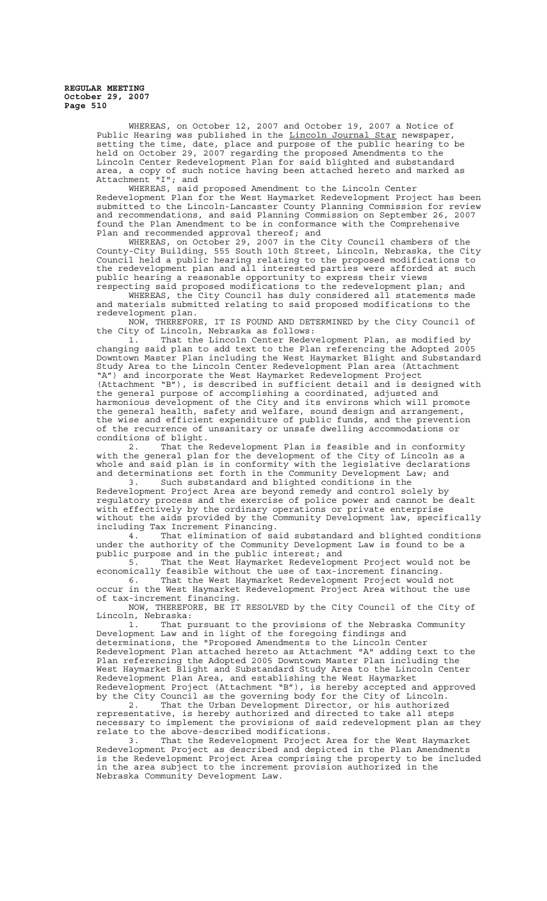WHEREAS, on October 12, 2007 and October 19, 2007 a Notice of Public Hearing was published in the Lincoln Journal Star newspaper, setting the time, date, place and purpose of the public hearing to be held on October 29, 2007 regarding the proposed Amendments to the Lincoln Center Redevelopment Plan for said blighted and substandard area, a copy of such notice having been attached hereto and marked as Attachment "I"; and

WHEREAS, said proposed Amendment to the Lincoln Center Redevelopment Plan for the West Haymarket Redevelopment Project has been submitted to the Lincoln-Lancaster County Planning Commission for review and recommendations, and said Planning Commission on September 26, 2007 found the Plan Amendment to be in conformance with the Comprehensive Plan and recommended approval thereof; and

WHEREAS, on October 29, 2007 in the City Council chambers of the County-City Building, 555 South 10th Street, Lincoln, Nebraska, the City Council held a public hearing relating to the proposed modifications to the redevelopment plan and all interested parties were afforded at such public hearing a reasonable opportunity to express their views respecting said proposed modifications to the redevelopment plan; and

WHEREAS, the City Council has duly considered all statements made and materials submitted relating to said proposed modifications to the redevelopment plan.

NOW, THEREFORE, IT IS FOUND AND DETERMINED by the City Council of the City of Lincoln, Nebraska as follows:

1. That the Lincoln Center Redevelopment Plan, as modified by changing said plan to add text to the Plan referencing the Adopted 2005 Downtown Master Plan including the West Haymarket Blight and Substandard Study Area to the Lincoln Center Redevelopment Plan area (Attachment "A") and incorporate the West Haymarket Redevelopment Project (Attachment "B"), is described in sufficient detail and is designed with the general purpose of accomplishing a coordinated, adjusted and harmonious development of the City and its environs which will promote the general health, safety and welfare, sound design and arrangement, the wise and efficient expenditure of public funds, and the prevention of the recurrence of unsanitary or unsafe dwelling accommodations or conditions of blight.

2. That the Redevelopment Plan is feasible and in conformity with the general plan for the development of the City of Lincoln as a whole and said plan is in conformity with the legislative declarations and determinations set forth in the Community Development Law; and

3. Such substandard and blighted conditions in the Redevelopment Project Area are beyond remedy and control solely by regulatory process and the exercise of police power and cannot be dealt with effectively by the ordinary operations or private enterprise without the aids provided by the Community Development law, specifically including Tax Increment Financing.

4. That elimination of said substandard and blighted conditions under the authority of the Community Development Law is found to be a public purpose and in the public interest; and

5. That the West Haymarket Redevelopment Project would not be economically feasible without the use of tax-increment financing.

6. That the West Haymarket Redevelopment Project would not occur in the West Haymarket Redevelopment Project Area without the use of tax-increment financing.

NOW, THEREFORE, BE IT RESOLVED by the City Council of the City of Lincoln, Nebraska:

1. That pursuant to the provisions of the Nebraska Community Development Law and in light of the foregoing findings and determinations, the "Proposed Amendments to the Lincoln Center Redevelopment Plan attached hereto as Attachment "A" adding text to the Plan referencing the Adopted 2005 Downtown Master Plan including the West Haymarket Blight and Substandard Study Area to the Lincoln Center Redevelopment Plan Area, and establishing the West Haymarket Redevelopment Project (Attachment "B"), is hereby accepted and approved by the City Council as the governing body for the City of Lincoln.

2. That the Urban Development Director, or his authorized representative, is hereby authorized and directed to take all steps necessary to implement the provisions of said redevelopment plan as they relate to the above-described modifications.

3. That the Redevelopment Project Area for the West Haymarket Redevelopment Project as described and depicted in the Plan Amendments is the Redevelopment Project Area comprising the property to be included in the area subject to the increment provision authorized in the Nebraska Community Development Law.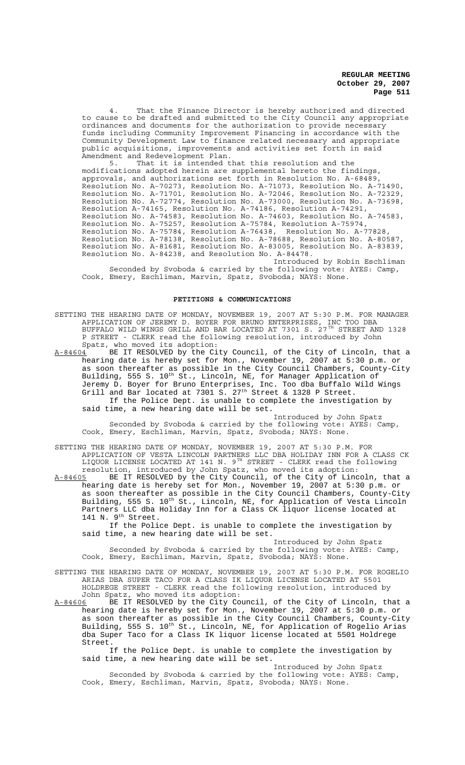4. That the Finance Director is hereby authorized and directed to cause to be drafted and submitted to the City Council any appropriate ordinances and documents for the authorization to provide necessary funds including Community Improvement Financing in accordance with the Community Development Law to finance related necessary and appropriate public acquisitions, improvements and activities set forth in said Amendment and Redevelopment Plan.

5. That it is intended that this resolution and the modifications adopted herein are supplemental hereto the findings, approvals, and authorizations set forth in Resolution No. A-68489, Resolution No. A-70273, Resolution No. A-71073, Resolution No. A-71490, Resolution No. A-71701, Resolution No. A-72046, Resolution No. A-72329, Resolution No. A-72774, Resolution No. A-73000, Resolution No. A-73698, Resolution A-74165, Resolution No. A-74186, Resolution A-74291, Resolution No. A-74583, Resolution No. A-74603, Resolution No. A-74583, Resolution No. A-75257, Resolution A-75784, Resolution A-75974, Resolution No. A-75784, Resolution A-76438, Resolution No. A-77828, Resolution No. A-78138, Resolution No. A-78688, Resolution No. A-80587, Resolution No. A-81681, Resolution No. A-83005, Resolution No. A-83839, Resolution No. A-84238, and Resolution No. A-84478.

Introduced by Robin Eschliman

Seconded by Svoboda & carried by the following vote: AYES: Camp, Cook, Emery, Eschliman, Marvin, Spatz, Svoboda; NAYS: None.

## PETITIONS & COMMUNICATIONS

SETTING THE HEARING DATE OF MONDAY, NOVEMBER 19, 2007 AT 5:30 P.M. FOR MANAGER APPLICATION OF JEREMY D. BOYER FOR BRUNO ENTERPRISES, INC TOO DBA BUFFALO WILD WINGS GRILL AND BAR LOCATED AT 7301 S. 27TH STREET AND 1328 P STREET - CLERK read the following resolution, introduced by John Spatz, who moved its adoption:

A-84604 BE IT RESOLVED by the City Council, of the City of Lincoln, that a hearing date is hereby set for Mon., November 19, 2007 at 5:30 p.m. or as soon thereafter as possible in the City Council Chambers, County-City Building, 555 S. 10th St., Lincoln, NE, for Manager Application of Jeremy D. Boyer for Bruno Enterprises, Inc. Too dba Buffalo Wild Wings Grill and Bar located at 7301 S. 27th Street & 1328 P Street.

If the Police Dept. is unable to complete the investigation by said time, a new hearing date will be set.

Introduced by John Spatz

Seconded by Svoboda & carried by the following vote: AYES: Camp, Cook, Emery, Eschliman, Marvin, Spatz, Svoboda; NAYS: None.

SETTING THE HEARING DATE OF MONDAY, NOVEMBER 19, 2007 AT 5:30 P.M. FOR APPLICATION OF VESTA LINCOLN PARTNERS LLC DBA HOLIDAY INN FOR A CLASS CK LIQUOR LICENSE LOCATED AT 141 N. 9TH STREET - CLERK read the following resolution, introduced by John Spatz, who moved its adoption:

A-84605 BE IT RESOLVED by the City Council, of the City of Lincoln, that a hearing date is hereby set for Mon., November 19, 2007 at 5:30 p.m. or as soon thereafter as possible in the City Council Chambers, County-City Building, 555 S. 10th St., Lincoln, NE, for Application of Vesta Lincoln Partners LLC dba Holiday Inn for a Class CK liquor license located at 141 N. 9th Street.

If the Police Dept. is unable to complete the investigation by said time, a new hearing date will be set.

Introduced by John Spatz

Seconded by Svoboda & carried by the following vote: AYES: Camp, Cook, Emery, Eschliman, Marvin, Spatz, Svoboda; NAYS: None.

SETTING THE HEARING DATE OF MONDAY, NOVEMBER 19, 2007 AT 5:30 P.M. FOR ROGELIO ARIAS DBA SUPER TACO FOR A CLASS IK LIQUOR LICENSE LOCATED AT 5501 HOLDREGE STREET - CLERK read the following resolution, introduced by John Spatz, who moved its adoption:

A-84606 BE IT RESOLVED by the City Council, of the City of Lincoln, that a hearing date is hereby set for Mon., November 19, 2007 at 5:30 p.m. or as soon thereafter as possible in the City Council Chambers, County-City Building, 555 S. 10th St., Lincoln, NE, for Application of Rogelio Arias dba Super Taco for a Class IK liquor license located at 5501 Holdrege Street.

If the Police Dept. is unable to complete the investigation by said time, a new hearing date will be set.

Introduced by John Spatz

Seconded by Svoboda & carried by the following vote: AYES: Camp, Cook, Emery, Eschliman, Marvin, Spatz, Svoboda; NAYS: None.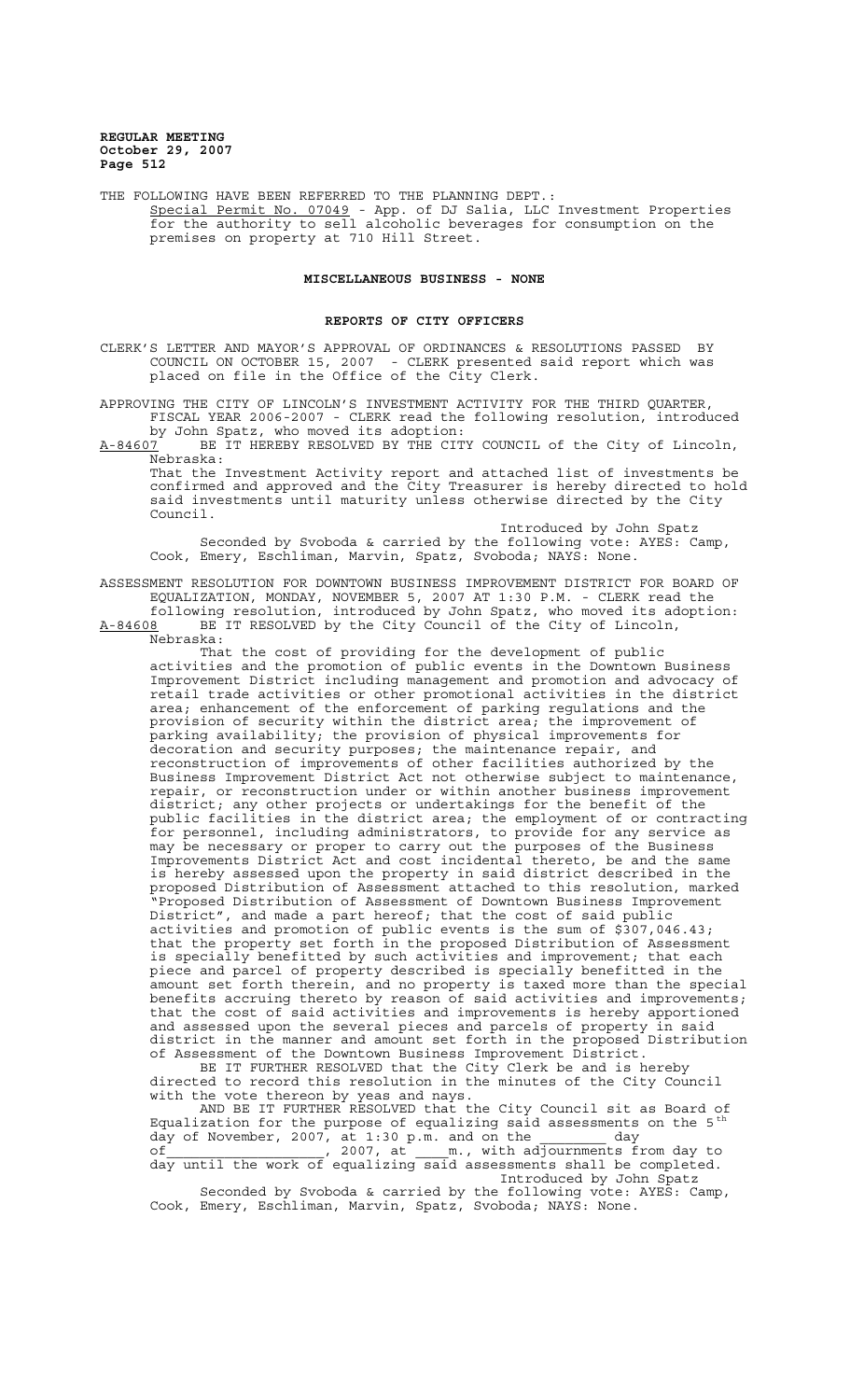THE FOLLOWING HAVE BEEN REFERRED TO THE PLANNING DEPT.:

Special Permit No. 07049 - App. of DJ Salia, LLC Investment Properties for the authority to sell alcoholic beverages for consumption on the premises on property at 710 Hill Street.

**MISCELLANEOUS BUSINESS - NONE**

**REPORTS OF CITY OFFICERS**

CLERK'S LETTER AND MAYOR'S APPROVAL OF ORDINANCES & RESOLUTIONS PASSED BY COUNCIL ON OCTOBER 15, 2007 - CLERK presented said report which was placed on file in the Office of the City Clerk.

APPROVING THE CITY OF LINCOLN'S INVESTMENT ACTIVITY FOR THE THIRD QUARTER, FISCAL YEAR 2006-2007 - CLERK read the following resolution, introduced by John Spatz, who moved its adoption:

A-84607 BE IT HEREBY RESOLVED BY THE CITY COUNCIL of the City of Lincoln, Nebraska:

That the Investment Activity report and attached list of investments be confirmed and approved and the City Treasurer is hereby directed to hold said investments until maturity unless otherwise directed by the City Council.

Introduced by John Spatz

Seconded by Svoboda & carried by the following vote: AYES: Camp, Cook, Emery, Eschliman, Marvin, Spatz, Svoboda; NAYS: None.

ASSESSMENT RESOLUTION FOR DOWNTOWN BUSINESS IMPROVEMENT DISTRICT FOR BOARD OF EQUALIZATION, MONDAY, NOVEMBER 5, 2007 AT 1:30 P.M. - CLERK read the following resolution, introduced by John Spatz, who moved its adoption:

A-84608 BE IT RESOLVED by the City Council of the City of Lincoln, Nebraska:

That the cost of providing for the development of public activities and the promotion of public events in the Downtown Business Improvement District including management and promotion and advocacy of retail trade activities or other promotional activities in the district area; enhancement of the enforcement of parking regulations and the provision of security within the district area; the improvement of parking availability; the provision of physical improvements for decoration and security purposes; the maintenance repair, and reconstruction of improvements of other facilities authorized by the Business Improvement District Act not otherwise subject to maintenance, repair, or reconstruction under or within another business improvement district; any other projects or undertakings for the benefit of the public facilities in the district area; the employment of or contracting for personnel, including administrators, to provide for any service as may be necessary or proper to carry out the purposes of the Business Improvements District Act and cost incidental thereto, be and the same is hereby assessed upon the property in said district described in the proposed Distribution of Assessment attached to this resolution, marked "Proposed Distribution of Assessment of Downtown Business Improvement District", and made a part hereof; that the cost of said public activities and promotion of public events is the sum of $307,046.43; that the property set forth in the proposed Distribution of Assessment is specially benefitted by such activities and improvement; that each piece and parcel of property described is specially benefitted in the amount set forth therein, and no property is taxed more than the special benefits accruing thereto by reason of said activities and improvements; that the cost of said activities and improvements is hereby apportioned and assessed upon the several pieces and parcels of property in said district in the manner and amount set forth in the proposed Distribution of Assessment of the Downtown Business Improvement District.

BE IT FURTHER RESOLVED that the City Clerk be and is hereby directed to record this resolution in the minutes of the City Council with the vote thereon by yeas and nays.

AND BE IT FURTHER RESOLVED that the City Council sit as Board of Equalization for the purpose of equalizing said assessments on the 5th day of November, 2007, at 1:30 p.m. and on the ________ day of__________________, 2007, at ____m., with adjournments from day to day until the work of equalizing said assessments shall be completed.

Introduced by John Spatz

Seconded by Svoboda & carried by the following vote: AYES: Camp, Cook, Emery, Eschliman, Marvin, Spatz, Svoboda; NAYS: None.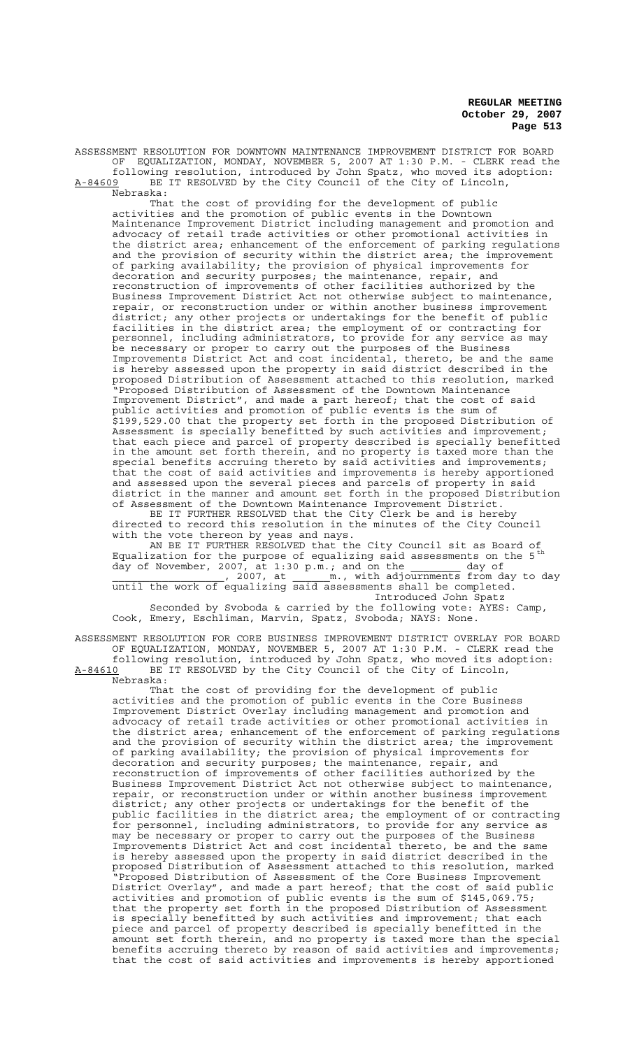ASSESSMENT RESOLUTION FOR DOWNTOWN MAINTENANCE IMPROVEMENT DISTRICT FOR BOARD OF EQUALIZATION, MONDAY, NOVEMBER 5, 2007 AT 1:30 P.M. - CLERK read the following resolution, introduced by John Spatz, who moved its adoption:

A-84609 BE IT RESOLVED by the City Council of the City of Lincoln, Nebraska:

That the cost of providing for the development of public activities and the promotion of public events in the Downtown Maintenance Improvement District including management and promotion and advocacy of retail trade activities or other promotional activities in the district area; enhancement of the enforcement of parking regulations and the provision of security within the district area; the improvement of parking availability; the provision of physical improvements for decoration and security purposes; the maintenance, repair, and reconstruction of improvements of other facilities authorized by the Business Improvement District Act not otherwise subject to maintenance, repair, or reconstruction under or within another business improvement district; any other projects or undertakings for the benefit of public facilities in the district area; the employment of or contracting for personnel, including administrators, to provide for any service as may be necessary or proper to carry out the purposes of the Business Improvements District Act and cost incidental, thereto, be and the same is hereby assessed upon the property in said district described in the proposed Distribution of Assessment attached to this resolution, marked "Proposed Distribution of Assessment of the Downtown Maintenance Improvement District", and made a part hereof; that the cost of said public activities and promotion of public events is the sum of $199,529.00 that the property set forth in the proposed Distribution of Assessment is specially benefitted by such activities and improvement; that each piece and parcel of property described is specially benefitted in the amount set forth therein, and no property is taxed more than the special benefits accruing thereto by said activities and improvements; that the cost of said activities and improvements is hereby apportioned and assessed upon the several pieces and parcels of property in said district in the manner and amount set forth in the proposed Distribution of Assessment of the Downtown Maintenance Improvement District.

BE IT FURTHER RESOLVED that the City Clerk be and is hereby directed to record this resolution in the minutes of the City Council with the vote thereon by yeas and nays.

AN BE IT FURTHER RESOLVED that the City Council sit as Board of Equalization for the purpose of equalizing said assessments on the 5th day of November, 2007, at 1:30 p.m.; and on the ________ day of ________________, 2007, at ______m., with adjournments from day to day until the work of equalizing said assessments shall be completed.

Introduced John Spatz

Seconded by Svoboda & carried by the following vote: AYES: Camp, Cook, Emery, Eschliman, Marvin, Spatz, Svoboda; NAYS: None.

ASSESSMENT RESOLUTION FOR CORE BUSINESS IMPROVEMENT DISTRICT OVERLAY FOR BOARD OF EQUALIZATION, MONDAY, NOVEMBER 5, 2007 AT 1:30 P.M. - CLERK read the following resolution, introduced by John Spatz, who moved its adoption:

A-84610 BE IT RESOLVED by the City Council of the City of Lincoln, Nebraska:

That the cost of providing for the development of public activities and the promotion of public events in the Core Business Improvement District Overlay including management and promotion and advocacy of retail trade activities or other promotional activities in the district area; enhancement of the enforcement of parking regulations and the provision of security within the district area; the improvement of parking availability; the provision of physical improvements for decoration and security purposes; the maintenance, repair, and reconstruction of improvements of other facilities authorized by the Business Improvement District Act not otherwise subject to maintenance, repair, or reconstruction under or within another business improvement district; any other projects or undertakings for the benefit of the public facilities in the district area; the employment of or contracting for personnel, including administrators, to provide for any service as may be necessary or proper to carry out the purposes of the Business Improvements District Act and cost incidental thereto, be and the same is hereby assessed upon the property in said district described in the proposed Distribution of Assessment attached to this resolution, marked "Proposed Distribution of Assessment of the Core Business Improvement District Overlay", and made a part hereof; that the cost of said public activities and promotion of public events is the sum of $145,069.75; that the property set forth in the proposed Distribution of Assessment is specially benefitted by such activities and improvement; that each piece and parcel of property described is specially benefitted in the amount set forth therein, and no property is taxed more than the special benefits accruing thereto by reason of said activities and improvements; that the cost of said activities and improvements is hereby apportioned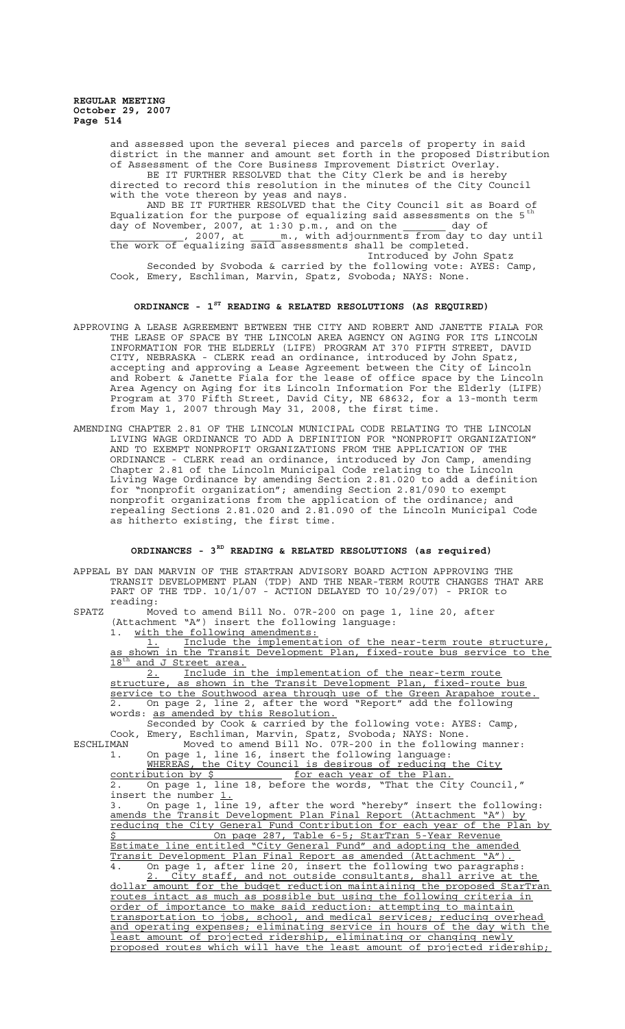and assessed upon the several pieces and parcels of property in said district in the manner and amount set forth in the proposed Distribution of Assessment of the Core Business Improvement District Overlay.

BE IT FURTHER RESOLVED that the City Clerk be and is hereby directed to record this resolution in the minutes of the City Council with the vote thereon by yeas and nays.

AND BE IT FURTHER RESOLVED that the City Council sit as Board of Equalization for the purpose of equalizing said assessments on the 5th day of November, 2007, at 1:30 p.m., and on the _______ day of ___________, 2007, at _____m., with adjournments from day to day until the work of equalizing said assessments shall be completed.

Introduced by John Spatz

Seconded by Svoboda & carried by the following vote: AYES: Camp, Cook, Emery, Eschliman, Marvin, Spatz, Svoboda; NAYS: None.

## ORDINANCE - 1ST READING & RELATED RESOLUTIONS (AS REQUIRED)

APPROVING A LEASE AGREEMENT BETWEEN THE CITY AND ROBERT AND JANETTE FIALA FOR THE LEASE OF SPACE BY THE LINCOLN AREA AGENCY ON AGING FOR ITS LINCOLN INFORMATION FOR THE ELDERLY (LIFE) PROGRAM AT 370 FIFTH STREET, DAVID CITY, NEBRASKA - CLERK read an ordinance, introduced by John Spatz, accepting and approving a Lease Agreement between the City of Lincoln and Robert & Janette Fiala for the lease of office space by the Lincoln Area Agency on Aging for its Lincoln Information For the Elderly (LIFE) Program at 370 Fifth Street, David City, NE 68632, for a 13-month term from May 1, 2007 through May 31, 2008, the first time.

AMENDING CHAPTER 2.81 OF THE LINCOLN MUNICIPAL CODE RELATING TO THE LINCOLN LIVING WAGE ORDINANCE TO ADD A DEFINITION FOR "NONPROFIT ORGANIZATION" AND TO EXEMPT NONPROFIT ORGANIZATIONS FROM THE APPLICATION OF THE ORDINANCE - CLERK read an ordinance, introduced by Jon Camp, amending Chapter 2.81 of the Lincoln Municipal Code relating to the Lincoln Living Wage Ordinance by amending Section 2.81.020 to add a definition for "nonprofit organization"; amending Section 2.81/090 to exempt nonprofit organizations from the application of the ordinance; and repealing Sections 2.81.020 and 2.81.090 of the Lincoln Municipal Code as hitherto existing, the first time.

## ORDINANCES - 3RD READING & RELATED RESOLUTIONS (as required)

APPEAL BY DAN MARVIN OF THE STARTRAN ADVISORY BOARD ACTION APPROVING THE TRANSIT DEVELOPMENT PLAN (TDP) AND THE NEAR-TERM ROUTE CHANGES THAT ARE PART OF THE TDP. 10/1/07 - ACTION DELAYED TO 10/29/07) - PRIOR to reading:

SPATZ Moved to amend Bill No. 07R-200 on page 1, line 20, after (Attachment "A") insert the following language:

1. with the following amendments:
   1. Include the implementation of the near-term route structure, as shown in the Transit Development Plan, fixed-route bus service to the 18th and J Street area.
   2. Include in the implementation of the near-term route structure, as shown in the Transit Development Plan, fixed-route bus service to the Southwood area through use of the Green Arapahoe route.
2. On page 2, line 2, after the word "Report" add the following words: as amended by this Resolution.

Seconded by Cook & carried by the following vote: AYES: Camp, Cook, Emery, Eschliman, Marvin, Spatz, Svoboda; NAYS: None.

ESCHLIMAN Moved to amend Bill No. 07R-200 in the following manner:

1. On page 1, line 16, insert the following language: WHEREAS, the City Council is desirous of reducing the City contribution by $__________ for each year of the Plan.
2. On page 1, line 18, before the words, "That the City Council," insert the number 1.
3. On page 1, line 19, after the word "hereby" insert the following: amends the Transit Development Plan Final Report (Attachment "A") by reducing the City General Fund Contribution for each year of the Plan by $__________ On page 287, Table 6-5; StarTran 5-Year Revenue Estimate line entitled "City General Fund" and adopting the amended Transit Development Plan Final Report as amended (Attachment "A").
4. On page 1, after line 20, insert the following two paragraphs:
   2. City staff, and not outside consultants, shall arrive at the dollar amount for the budget reduction maintaining the proposed StarTran routes intact as much as possible but using the following criteria in order of importance to make said reduction: attempting to maintain transportation to jobs, school, and medical services; reducing overhead and operating expenses; eliminating service in hours of the day with the least amount of projected ridership, eliminating or changing newly proposed routes which will have the least amount of projected ridership;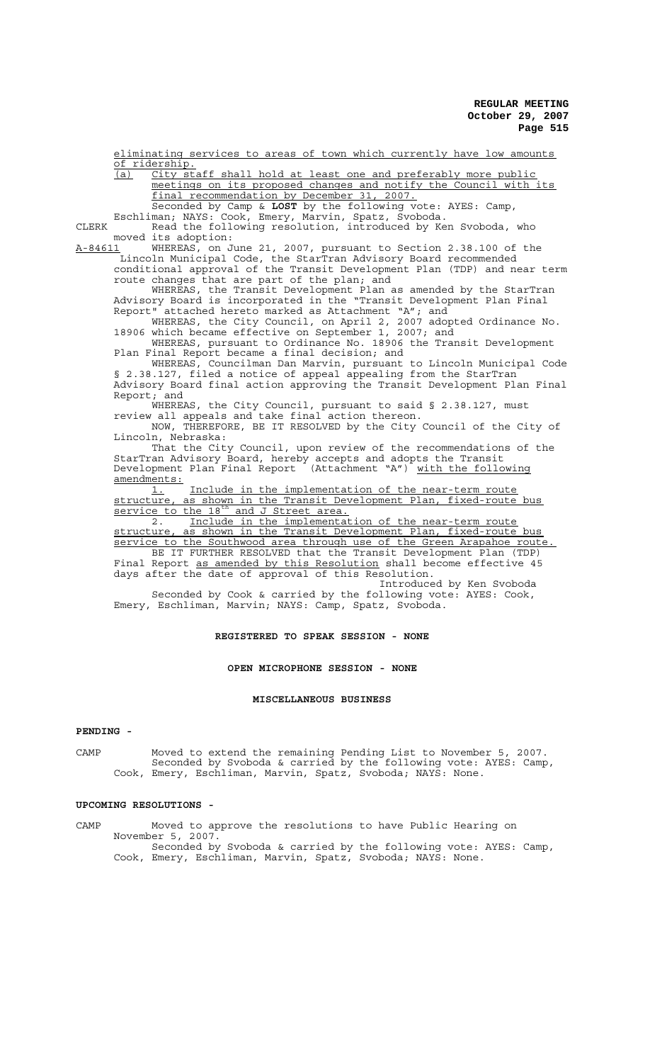eliminating services to areas of town which currently have low amounts of ridership.

(a) City staff shall hold at least one and preferably more public meetings on its proposed changes and notify the Council with its final recommendation by December 31, 2007.

Seconded by Camp & **LOST** by the following vote: AYES: Camp, Eschliman; NAYS: Cook, Emery, Marvin, Spatz, Svoboda.

CLERK Read the following resolution, introduced by Ken Svoboda, who moved its adoption:

A-84611 WHEREAS, on June 21, 2007, pursuant to Section 2.38.100 of the Lincoln Municipal Code, the StarTran Advisory Board recommended conditional approval of the Transit Development Plan (TDP) and near term route changes that are part of the plan; and

WHEREAS, the Transit Development Plan as amended by the StarTran Advisory Board is incorporated in the "Transit Development Plan Final Report" attached hereto marked as Attachment "A"; and

WHEREAS, the City Council, on April 2, 2007 adopted Ordinance No. 18906 which became effective on September 1, 2007; and

WHEREAS, pursuant to Ordinance No. 18906 the Transit Development Plan Final Report became a final decision; and

WHEREAS, Councilman Dan Marvin, pursuant to Lincoln Municipal Code § 2.38.127, filed a notice of appeal appealing from the StarTran Advisory Board final action approving the Transit Development Plan Final Report; and

WHEREAS, the City Council, pursuant to said § 2.38.127, must review all appeals and take final action thereon.

NOW, THEREFORE, BE IT RESOLVED by the City Council of the City of Lincoln, Nebraska:

That the City Council, upon review of the recommendations of the StarTran Advisory Board, hereby accepts and adopts the Transit Development Plan Final Report (Attachment "A") with the following amendments:

1. Include in the implementation of the near-term route structure, as shown in the Transit Development Plan, fixed-route bus service to the 18th and J Street area.

2. Include in the implementation of the near-term route structure, as shown in the Transit Development Plan, fixed-route bus service to the Southwood area through use of the Green Arapahoe route.

BE IT FURTHER RESOLVED that the Transit Development Plan (TDP) Final Report as amended by this Resolution shall become effective 45 days after the date of approval of this Resolution.

Introduced by Ken Svoboda

Seconded by Cook & carried by the following vote: AYES: Cook, Emery, Eschliman, Marvin; NAYS: Camp, Spatz, Svoboda.

**REGISTERED TO SPEAK SESSION - NONE**

**OPEN MICROPHONE SESSION - NONE**

**MISCELLANEOUS BUSINESS**

**PENDING -**

CAMP Moved to extend the remaining Pending List to November 5, 2007.

Seconded by Svoboda & carried by the following vote: AYES: Camp, Cook, Emery, Eschliman, Marvin, Spatz, Svoboda; NAYS: None.

**UPCOMING RESOLUTIONS -**

CAMP Moved to approve the resolutions to have Public Hearing on November 5, 2007.

Seconded by Svoboda & carried by the following vote: AYES: Camp, Cook, Emery, Eschliman, Marvin, Spatz, Svoboda; NAYS: None.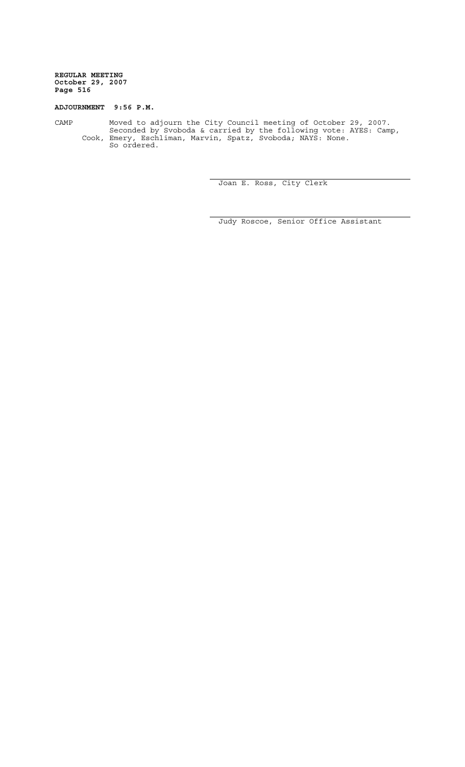**ADJOURNMENT 9:56 P.M.**

CAMP Moved to adjourn the City Council meeting of October 29, 2007. Seconded by Svoboda & carried by the following vote: AYES: Camp, Cook, Emery, Eschliman, Marvin, Spatz, Svoboda; NAYS: None. So ordered.

Joan E. Ross, City Clerk

Judy Roscoe, Senior Office Assistant